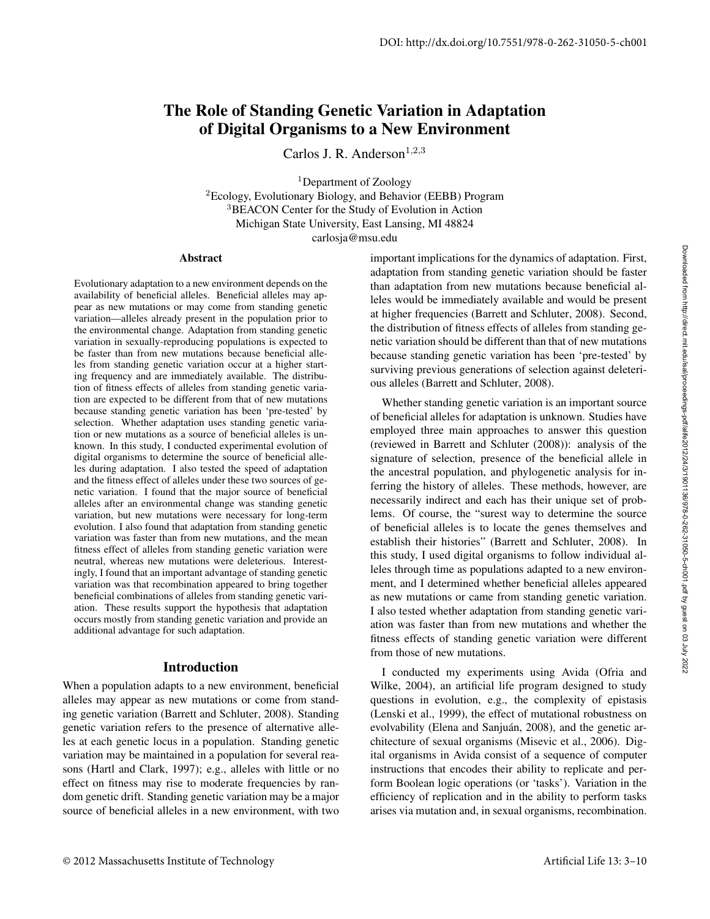# The Role of Standing Genetic Variation in Adaptation of Digital Organisms to a New Environment

Carlos J. R. Anderson[1,2,3]

[1]Department of Zoology
[2]Ecology, Evolutionary Biology, and Behavior (EEBB) Program
[3]BEACON Center for the Study of Evolution in Action
Michigan State University, East Lansing, MI 48824
carlosja@msu.edu

## Abstract

Evolutionary adaptation to a new environment depends on the availability of beneficial alleles. Beneficial alleles may appear as new mutations or may come from standing genetic variation—alleles already present in the population prior to the environmental change. Adaptation from standing genetic variation in sexually-reproducing populations is expected to be faster than from new mutations because beneficial alleles from standing genetic variation occur at a higher starting frequency and are immediately available. The distribution of fitness effects of alleles from standing genetic variation are expected to be different from that of new mutations because standing genetic variation has been 'pre-tested' by selection. Whether adaptation uses standing genetic variation or new mutations as a source of beneficial alleles is unknown. In this study, I conducted experimental evolution of digital organisms to determine the source of beneficial alleles during adaptation. I also tested the speed of adaptation and the fitness effect of alleles under these two sources of genetic variation. I found that the major source of beneficial alleles after an environmental change was standing genetic variation, but new mutations were necessary for long-term evolution. I also found that adaptation from standing genetic variation was faster than from new mutations, and the mean fitness effect of alleles from standing genetic variation were neutral, whereas new mutations were deleterious. Interestingly, I found that an important advantage of standing genetic variation was that recombination appeared to bring together beneficial combinations of alleles from standing genetic variation. These results support the hypothesis that adaptation occurs mostly from standing genetic variation and provide an additional advantage for such adaptation.

## Introduction

When a population adapts to a new environment, beneficial alleles may appear as new mutations or come from standing genetic variation (Barrett and Schluter, 2008). Standing genetic variation refers to the presence of alternative alleles at each genetic locus in a population. Standing genetic variation may be maintained in a population for several reasons (Hartl and Clark, 1997); e.g., alleles with little or no effect on fitness may rise to moderate frequencies by random genetic drift. Standing genetic variation may be a major source of beneficial alleles in a new environment, with two important implications for the dynamics of adaptation. First, adaptation from standing genetic variation should be faster than adaptation from new mutations because beneficial alleles would be immediately available and would be present at higher frequencies (Barrett and Schluter, 2008). Second, the distribution of fitness effects of alleles from standing genetic variation should be different than that of new mutations because standing genetic variation has been 'pre-tested' by surviving previous generations of selection against deleterious alleles (Barrett and Schluter, 2008).

Whether standing genetic variation is an important source of beneficial alleles for adaptation is unknown. Studies have employed three main approaches to answer this question (reviewed in Barrett and Schluter (2008)): analysis of the signature of selection, presence of the beneficial allele in the ancestral population, and phylogenetic analysis for inferring the history of alleles. These methods, however, are necessarily indirect and each has their unique set of problems. Of course, the "surest way to determine the source of beneficial alleles is to locate the genes themselves and establish their histories" (Barrett and Schluter, 2008). In this study, I used digital organisms to follow individual alleles through time as populations adapted to a new environment, and I determined whether beneficial alleles appeared as new mutations or came from standing genetic variation. I also tested whether adaptation from standing genetic variation was faster than from new mutations and whether the fitness effects of standing genetic variation were different from those of new mutations.

I conducted my experiments using Avida (Ofria and Wilke, 2004), an artificial life program designed to study questions in evolution, e.g., the complexity of epistasis (Lenski et al., 1999), the effect of mutational robustness on evolvability (Elena and Sanjuán, 2008), and the genetic architecture of sexual organisms (Misevic et al., 2006). Digital organisms in Avida consist of a sequence of computer instructions that encodes their ability to replicate and perform Boolean logic operations (or 'tasks'). Variation in the efficiency of replication and in the ability to perform tasks arises via mutation and, in sexual organisms, recombination.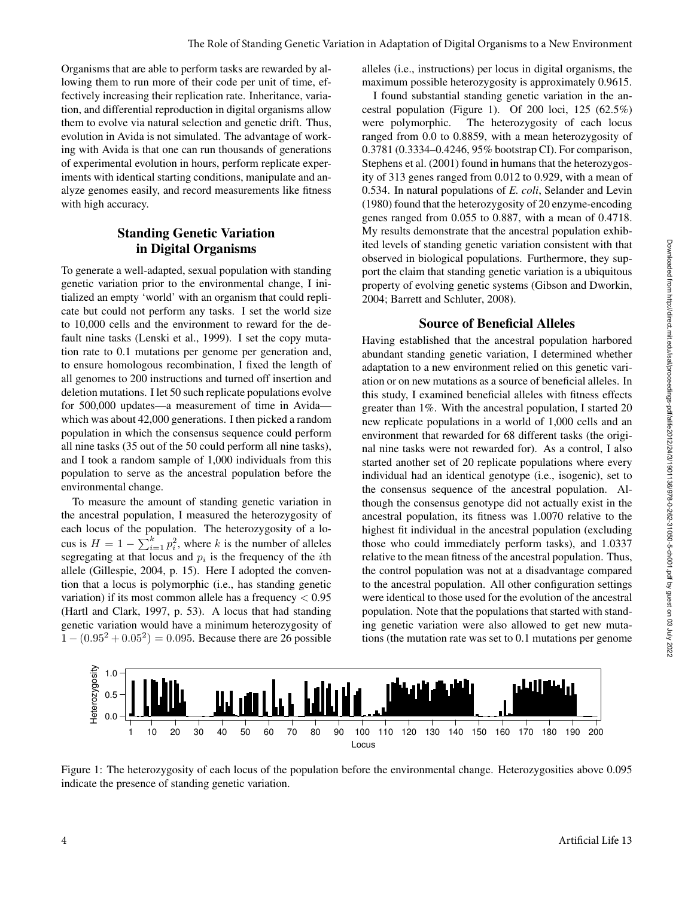Organisms that are able to perform tasks are rewarded by allowing them to run more of their code per unit of time, effectively increasing their replication rate. Inheritance, variation, and differential reproduction in digital organisms allow them to evolve via natural selection and genetic drift. Thus, evolution in Avida is not simulated. The advantage of working with Avida is that one can run thousands of generations of experimental evolution in hours, perform replicate experiments with identical starting conditions, manipulate and analyze genomes easily, and record measurements like fitness with high accuracy.

## Standing Genetic Variation in Digital Organisms

To generate a well-adapted, sexual population with standing genetic variation prior to the environmental change, I initialized an empty 'world' with an organism that could replicate but could not perform any tasks. I set the world size to 10,000 cells and the environment to reward for the default nine tasks (Lenski et al., 1999). I set the copy mutation rate to 0.1 mutations per genome per generation and, to ensure homologous recombination, I fixed the length of all genomes to 200 instructions and turned off insertion and deletion mutations. I let 50 such replicate populations evolve for 500,000 updates—a measurement of time in Avida—which was about 42,000 generations. I then picked a random population in which the consensus sequence could perform all nine tasks (35 out of the 50 could perform all nine tasks), and I took a random sample of 1,000 individuals from this population to serve as the ancestral population before the environmental change.

To measure the amount of standing genetic variation in the ancestral population, I measured the heterozygosity of each locus of the population. The heterozygosity of a locus is $H = 1 - \sum_{i=1}^{k} p_i^2$, where $k$ is the number of alleles segregating at that locus and $p_i$ is the frequency of the $i$th allele (Gillespie, 2004, p. 15). Here I adopted the convention that a locus is polymorphic (i.e., has standing genetic variation) if its most common allele has a frequency $< 0.95$ (Hartl and Clark, 1997, p. 53). A locus that had standing genetic variation would have a minimum heterozygosity of $1 - (0.95^2 + 0.05^2) = 0.095$. Because there are 26 possible alleles (i.e., instructions) per locus in digital organisms, the maximum possible heterozygosity is approximately 0.9615.

I found substantial standing genetic variation in the ancestral population (Figure 1). Of 200 loci, 125 (62.5%) were polymorphic. The heterozygosity of each locus ranged from 0.0 to 0.8859, with a mean heterozygosity of 0.3781 (0.3334–0.4246, 95% bootstrap CI). For comparison, Stephens et al. (2001) found in humans that the heterozygosity of 313 genes ranged from 0.012 to 0.929, with a mean of 0.534. In natural populations of *E. coli*, Selander and Levin (1980) found that the heterozygosity of 20 enzyme-encoding genes ranged from 0.055 to 0.887, with a mean of 0.4718. My results demonstrate that the ancestral population exhibited levels of standing genetic variation consistent with that observed in biological populations. Furthermore, they support the claim that standing genetic variation is a ubiquitous property of evolving genetic systems (Gibson and Dworkin, 2004; Barrett and Schluter, 2008).

## Source of Beneficial Alleles

Having established that the ancestral population harbored abundant standing genetic variation, I determined whether adaptation to a new environment relied on this genetic variation or on new mutations as a source of beneficial alleles. In this study, I examined beneficial alleles with fitness effects greater than 1%. With the ancestral population, I started 20 new replicate populations in a world of 1,000 cells and an environment that rewarded for 68 different tasks (the original nine tasks were not rewarded for). As a control, I also started another set of 20 replicate populations where every individual had an identical genotype (i.e., isogenic), set to the consensus sequence of the ancestral population. Although the consensus genotype did not actually exist in the ancestral population, its fitness was 1.0070 relative to the highest fit individual in the ancestral population (excluding those who could immediately perform tasks), and 1.0337 relative to the mean fitness of the ancestral population. Thus, the control population was not at a disadvantage compared to the ancestral population. All other configuration settings were identical to those used for the evolution of the ancestral population. Note that the populations that started with standing genetic variation were also allowed to get new mutations (the mutation rate was set to 0.1 mutations per genome

Figure 1: The heterozygosity of each locus of the population before the environmental change. Heterozygosities above 0.095 indicate the presence of standing genetic variation.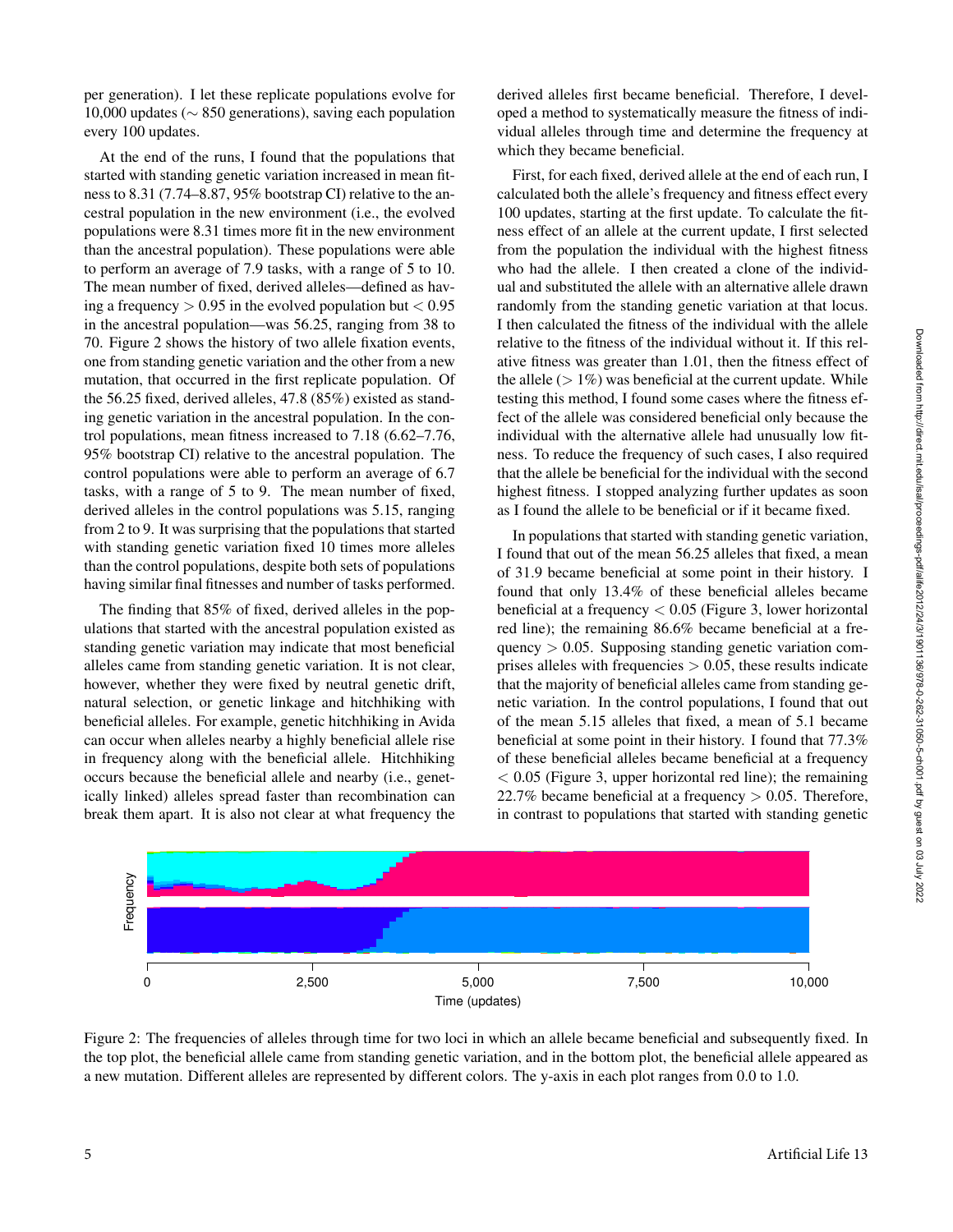per generation). I let these replicate populations evolve for 10,000 updates ($\sim$ 850 generations), saving each population every 100 updates.

At the end of the runs, I found that the populations that started with standing genetic variation increased in mean fitness to 8.31 (7.74–8.87, 95% bootstrap CI) relative to the ancestral population in the new environment (i.e., the evolved populations were 8.31 times more fit in the new environment than the ancestral population). These populations were able to perform an average of 7.9 tasks, with a range of 5 to 10. The mean number of fixed, derived alleles—defined as having a frequency $> 0.95$ in the evolved population but $< 0.95$ in the ancestral population—was 56.25, ranging from 38 to 70. Figure 2 shows the history of two allele fixation events, one from standing genetic variation and the other from a new mutation, that occurred in the first replicate population. Of the 56.25 fixed, derived alleles, 47.8 (85%) existed as standing genetic variation in the ancestral population. In the control populations, mean fitness increased to 7.18 (6.62–7.76, 95% bootstrap CI) relative to the ancestral population. The control populations were able to perform an average of 6.7 tasks, with a range of 5 to 9. The mean number of fixed, derived alleles in the control populations was 5.15, ranging from 2 to 9. It was surprising that the populations that started with standing genetic variation fixed 10 times more alleles than the control populations, despite both sets of populations having similar final fitnesses and number of tasks performed.

The finding that 85% of fixed, derived alleles in the populations that started with the ancestral population existed as standing genetic variation may indicate that most beneficial alleles came from standing genetic variation. It is not clear, however, whether they were fixed by neutral genetic drift, natural selection, or genetic linkage and hitchhiking with beneficial alleles. For example, genetic hitchhiking in Avida can occur when alleles nearby a highly beneficial allele rise in frequency along with the beneficial allele. Hitchhiking occurs because the beneficial allele and nearby (i.e., genetically linked) alleles spread faster than recombination can break them apart. It is also not clear at what frequency the derived alleles first became beneficial. Therefore, I developed a method to systematically measure the fitness of individual alleles through time and determine the frequency at which they became beneficial.

First, for each fixed, derived allele at the end of each run, I calculated both the allele's frequency and fitness effect every 100 updates, starting at the first update. To calculate the fitness effect of an allele at the current update, I first selected from the population the individual with the highest fitness who had the allele. I then created a clone of the individual and substituted the allele with an alternative allele drawn randomly from the standing genetic variation at that locus. I then calculated the fitness of the individual with the allele relative to the fitness of the individual without it. If this relative fitness was greater than 1.01, then the fitness effect of the allele ($> 1\%$) was beneficial at the current update. While testing this method, I found some cases where the fitness effect of the allele was considered beneficial only because the individual with the alternative allele had unusually low fitness. To reduce the frequency of such cases, I also required that the allele be beneficial for the individual with the second highest fitness. I stopped analyzing further updates as soon as I found the allele to be beneficial or if it became fixed.

In populations that started with standing genetic variation, I found that out of the mean 56.25 alleles that fixed, a mean of 31.9 became beneficial at some point in their history. I found that only 13.4% of these beneficial alleles became beneficial at a frequency $< 0.05$ (Figure 3, lower horizontal red line); the remaining 86.6% became beneficial at a frequency $> 0.05$. Supposing standing genetic variation comprises alleles with frequencies $> 0.05$, these results indicate that the majority of beneficial alleles came from standing genetic variation. In the control populations, I found that out of the mean 5.15 alleles that fixed, a mean of 5.1 became beneficial at some point in their history. I found that 77.3% of these beneficial alleles became beneficial at a frequency $< 0.05$ (Figure 3, upper horizontal red line); the remaining 22.7% became beneficial at a frequency $> 0.05$. Therefore, in contrast to populations that started with standing genetic

Figure 2: The frequencies of alleles through time for two loci in which an allele became beneficial and subsequently fixed. In the top plot, the beneficial allele came from standing genetic variation, and in the bottom plot, the beneficial allele appeared as a new mutation. Different alleles are represented by different colors. The y-axis in each plot ranges from 0.0 to 1.0.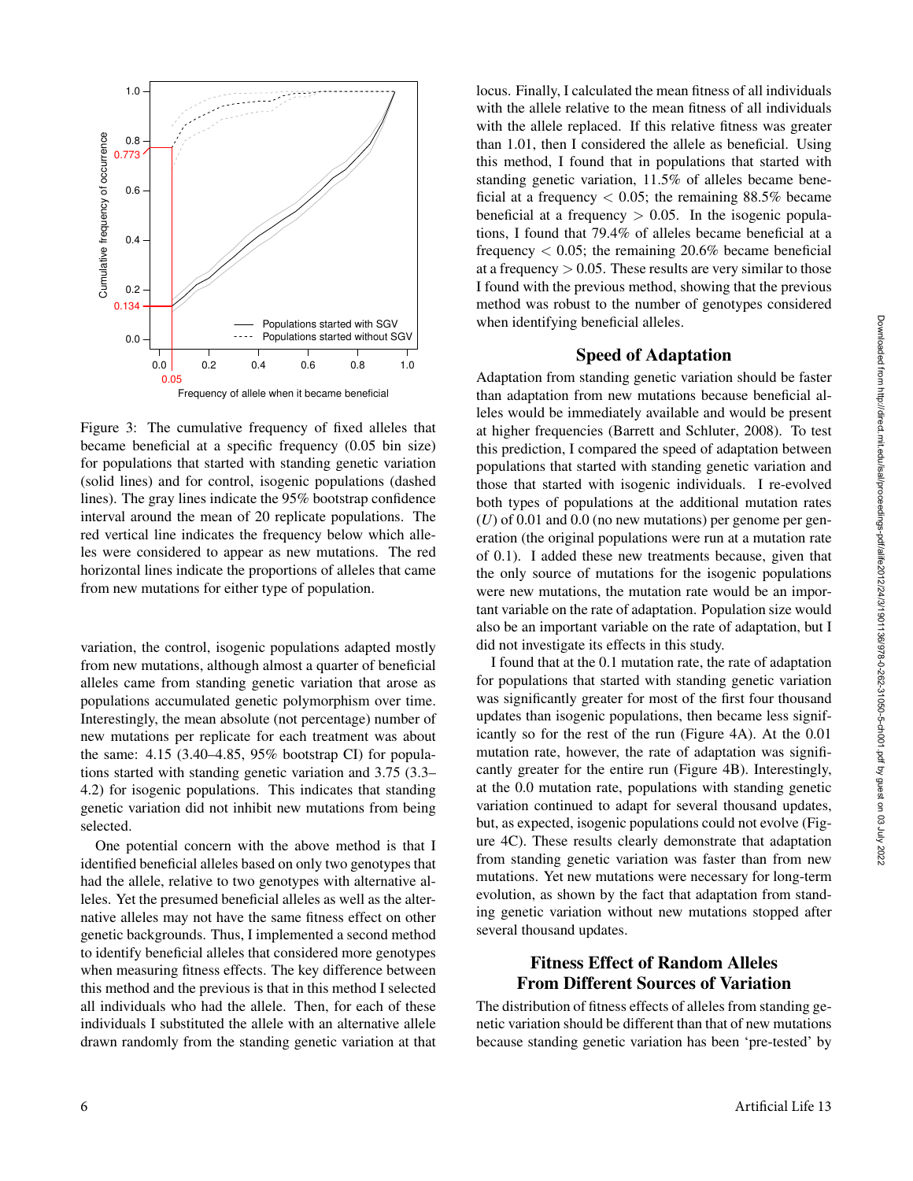Figure 3: The cumulative frequency of fixed alleles that became beneficial at a specific frequency (0.05 bin size) for populations that started with standing genetic variation (solid lines) and for control, isogenic populations (dashed lines). The gray lines indicate the 95% bootstrap confidence interval around the mean of 20 replicate populations. The red vertical line indicates the frequency below which alleles were considered to appear as new mutations. The red horizontal lines indicate the proportions of alleles that came from new mutations for either type of population.

variation, the control, isogenic populations adapted mostly from new mutations, although almost a quarter of beneficial alleles came from standing genetic variation that arose as populations accumulated genetic polymorphism over time. Interestingly, the mean absolute (not percentage) number of new mutations per replicate for each treatment was about the same: 4.15 (3.40–4.85, 95% bootstrap CI) for populations started with standing genetic variation and 3.75 (3.3–4.2) for isogenic populations. This indicates that standing genetic variation did not inhibit new mutations from being selected.

One potential concern with the above method is that I identified beneficial alleles based on only two genotypes that had the allele, relative to two genotypes with alternative alleles. Yet the presumed beneficial alleles as well as the alternative alleles may not have the same fitness effect on other genetic backgrounds. Thus, I implemented a second method to identify beneficial alleles that considered more genotypes when measuring fitness effects. The key difference between this method and the previous is that in this method I selected all individuals who had the allele. Then, for each of these individuals I substituted the allele with an alternative allele drawn randomly from the standing genetic variation at that locus. Finally, I calculated the mean fitness of all individuals with the allele relative to the mean fitness of all individuals with the allele replaced. If this relative fitness was greater than 1.01, then I considered the allele as beneficial. Using this method, I found that in populations that started with standing genetic variation, 11.5% of alleles became beneficial at a frequency $< 0.05$; the remaining 88.5% became beneficial at a frequency $> 0.05$. In the isogenic populations, I found that 79.4% of alleles became beneficial at a frequency $< 0.05$; the remaining 20.6% became beneficial at a frequency $> 0.05$. These results are very similar to those I found with the previous method, showing that the previous method was robust to the number of genotypes considered when identifying beneficial alleles.

## Speed of Adaptation

Adaptation from standing genetic variation should be faster than adaptation from new mutations because beneficial alleles would be immediately available and would be present at higher frequencies (Barrett and Schluter, 2008). To test this prediction, I compared the speed of adaptation between populations that started with standing genetic variation and those that started with isogenic individuals. I re-evolved both types of populations at the additional mutation rates ($U$) of 0.01 and 0.0 (no new mutations) per genome per generation (the original populations were run at a mutation rate of 0.1). I added these new treatments because, given that the only source of mutations for the isogenic populations were new mutations, the mutation rate would be an important variable on the rate of adaptation. Population size would also be an important variable on the rate of adaptation, but I did not investigate its effects in this study.

I found that at the 0.1 mutation rate, the rate of adaptation for populations that started with standing genetic variation was significantly greater for most of the first four thousand updates than isogenic populations, then became less significantly so for the rest of the run (Figure 4A). At the 0.01 mutation rate, however, the rate of adaptation was significantly greater for the entire run (Figure 4B). Interestingly, at the 0.0 mutation rate, populations with standing genetic variation continued to adapt for several thousand updates, but, as expected, isogenic populations could not evolve (Figure 4C). These results clearly demonstrate that adaptation from standing genetic variation was faster than from new mutations. Yet new mutations were necessary for long-term evolution, as shown by the fact that adaptation from standing genetic variation without new mutations stopped after several thousand updates.

## Fitness Effect of Random Alleles From Different Sources of Variation

The distribution of fitness effects of alleles from standing genetic variation should be different than that of new mutations because standing genetic variation has been 'pre-tested' by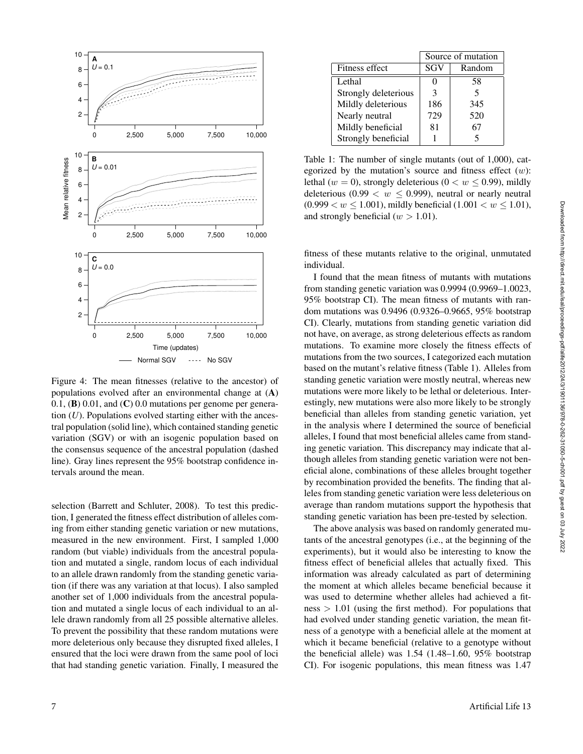Figure 4: The mean fitnesses (relative to the ancestor) of populations evolved after an environmental change at (**A**) 0.1, (**B**) 0.01, and (**C**) 0.0 mutations per genome per generation ($U$). Populations evolved starting either with the ancestral population (solid line), which contained standing genetic variation (SGV) or with an isogenic population based on the consensus sequence of the ancestral population (dashed line). Gray lines represent the 95% bootstrap confidence intervals around the mean.

selection (Barrett and Schluter, 2008). To test this prediction, I generated the fitness effect distribution of alleles coming from either standing genetic variation or new mutations, measured in the new environment. First, I sampled 1,000 random (but viable) individuals from the ancestral population and mutated a single, random locus of each individual to an allele drawn randomly from the standing genetic variation (if there was any variation at that locus). I also sampled another set of 1,000 individuals from the ancestral population and mutated a single locus of each individual to an allele drawn randomly from all 25 possible alternative alleles. To prevent the possibility that these random mutations were more deleterious only because they disrupted fixed alleles, I ensured that the loci were drawn from the same pool of loci that had standing genetic variation. Finally, I measured the

| | Source of mutation | |
|---|---|---|
| Fitness effect | SGV | Random |
| Lethal | 0 | 58 |
| Strongly deleterious | 3 | 5 |
| Mildly deleterious | 186 | 345 |
| Nearly neutral | 729 | 520 |
| Mildly beneficial | 81 | 67 |
| Strongly beneficial | 1 | 5 |

Table 1: The number of single mutants (out of 1,000), categorized by the mutation's source and fitness effect ($w$): lethal ($w = 0$), strongly deleterious ($0 < w \leq 0.99$), mildly deleterious ($0.99 < w \leq 0.999$), neutral or nearly neutral ($0.999 < w \leq 1.001$), mildly beneficial ($1.001 < w \leq 1.01$), and strongly beneficial ($w > 1.01$).

fitness of these mutants relative to the original, unmutated individual.

I found that the mean fitness of mutants with mutations from standing genetic variation was 0.9994 (0.9969–1.0023, 95% bootstrap CI). The mean fitness of mutants with random mutations was 0.9496 (0.9326–0.9665, 95% bootstrap CI). Clearly, mutations from standing genetic variation did not have, on average, as strong deleterious effects as random mutations. To examine more closely the fitness effects of mutations from the two sources, I categorized each mutation based on the mutant's relative fitness (Table 1). Alleles from standing genetic variation were mostly neutral, whereas new mutations were more likely to be lethal or deleterious. Interestingly, new mutations were also more likely to be strongly beneficial than alleles from standing genetic variation, yet in the analysis where I determined the source of beneficial alleles, I found that most beneficial alleles came from standing genetic variation. This discrepancy may indicate that although alleles from standing genetic variation were not beneficial alone, combinations of these alleles brought together by recombination provided the benefits. The finding that alleles from standing genetic variation were less deleterious on average than random mutations support the hypothesis that standing genetic variation has been pre-tested by selection.

The above analysis was based on randomly generated mutants of the ancestral genotypes (i.e., at the beginning of the experiments), but it would also be interesting to know the fitness effect of beneficial alleles that actually fixed. This information was already calculated as part of determining the moment at which alleles became beneficial because it was used to determine whether alleles had achieved a fitness $> 1.01$ (using the first method). For populations that had evolved under standing genetic variation, the mean fitness of a genotype with a beneficial allele at the moment at which it became beneficial (relative to a genotype without the beneficial allele) was 1.54 (1.48–1.60, 95% bootstrap CI). For isogenic populations, this mean fitness was 1.47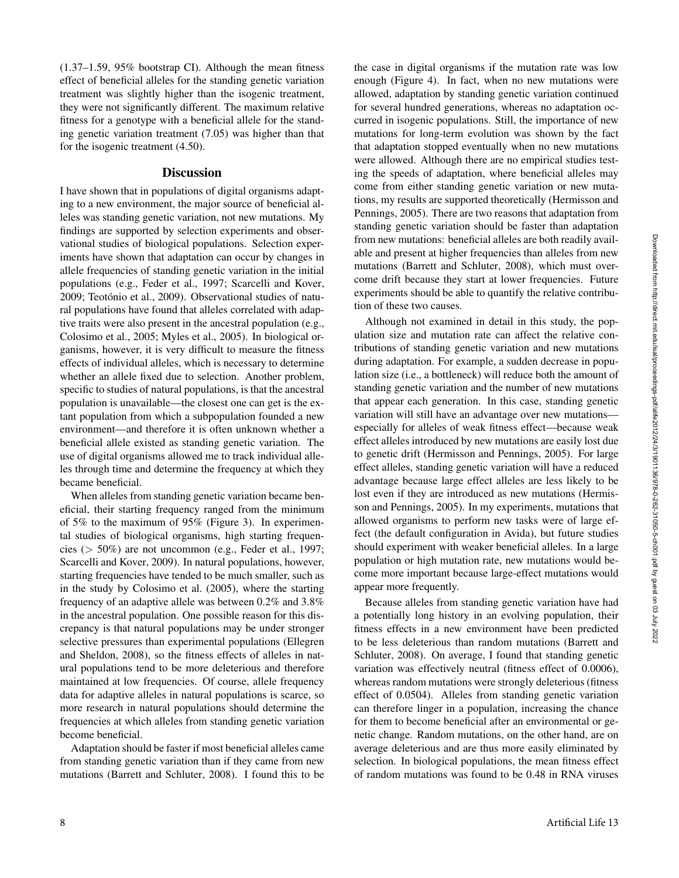(1.37–1.59, 95% bootstrap CI). Although the mean fitness effect of beneficial alleles for the standing genetic variation treatment was slightly higher than the isogenic treatment, they were not significantly different. The maximum relative fitness for a genotype with a beneficial allele for the standing genetic variation treatment (7.05) was higher than that for the isogenic treatment (4.50).

## Discussion

I have shown that in populations of digital organisms adapting to a new environment, the major source of beneficial alleles was standing genetic variation, not new mutations. My findings are supported by selection experiments and observational studies of biological populations. Selection experiments have shown that adaptation can occur by changes in allele frequencies of standing genetic variation in the initial populations (e.g., Feder et al., 1997; Scarcelli and Kover, 2009; Teotónio et al., 2009). Observational studies of natural populations have found that alleles correlated with adaptive traits were also present in the ancestral population (e.g., Colosimo et al., 2005; Myles et al., 2005). In biological organisms, however, it is very difficult to measure the fitness effects of individual alleles, which is necessary to determine whether an allele fixed due to selection. Another problem, specific to studies of natural populations, is that the ancestral population is unavailable—the closest one can get is the extant population from which a subpopulation founded a new environment—and therefore it is often unknown whether a beneficial allele existed as standing genetic variation. The use of digital organisms allowed me to track individual alleles through time and determine the frequency at which they became beneficial.

When alleles from standing genetic variation became beneficial, their starting frequency ranged from the minimum of 5% to the maximum of 95% (Figure 3). In experimental studies of biological organisms, high starting frequencies ($> 50\%$) are not uncommon (e.g., Feder et al., 1997; Scarcelli and Kover, 2009). In natural populations, however, starting frequencies have tended to be much smaller, such as in the study by Colosimo et al. (2005), where the starting frequency of an adaptive allele was between 0.2% and 3.8% in the ancestral population. One possible reason for this discrepancy is that natural populations may be under stronger selective pressures than experimental populations (Ellegren and Sheldon, 2008), so the fitness effects of alleles in natural populations tend to be more deleterious and therefore maintained at low frequencies. Of course, allele frequency data for adaptive alleles in natural populations is scarce, so more research in natural populations should determine the frequencies at which alleles from standing genetic variation become beneficial.

Adaptation should be faster if most beneficial alleles came from standing genetic variation than if they came from new mutations (Barrett and Schluter, 2008). I found this to be the case in digital organisms if the mutation rate was low enough (Figure 4). In fact, when no new mutations were allowed, adaptation by standing genetic variation continued for several hundred generations, whereas no adaptation occurred in isogenic populations. Still, the importance of new mutations for long-term evolution was shown by the fact that adaptation stopped eventually when no new mutations were allowed. Although there are no empirical studies testing the speeds of adaptation, where beneficial alleles may come from either standing genetic variation or new mutations, my results are supported theoretically (Hermisson and Pennings, 2005). There are two reasons that adaptation from standing genetic variation should be faster than adaptation from new mutations: beneficial alleles are both readily available and present at higher frequencies than alleles from new mutations (Barrett and Schluter, 2008), which must overcome drift because they start at lower frequencies. Future experiments should be able to quantify the relative contribution of these two causes.

Although not examined in detail in this study, the population size and mutation rate can affect the relative contributions of standing genetic variation and new mutations during adaptation. For example, a sudden decrease in population size (i.e., a bottleneck) will reduce both the amount of standing genetic variation and the number of new mutations that appear each generation. In this case, standing genetic variation will still have an advantage over new mutations—especially for alleles of weak fitness effect—because weak effect alleles introduced by new mutations are easily lost due to genetic drift (Hermisson and Pennings, 2005). For large effect alleles, standing genetic variation will have a reduced advantage because large effect alleles are less likely to be lost even if they are introduced as new mutations (Hermisson and Pennings, 2005). In my experiments, mutations that allowed organisms to perform new tasks were of large effect (the default configuration in Avida), but future studies should experiment with weaker beneficial alleles. In a large population or high mutation rate, new mutations would become more important because large-effect mutations would appear more frequently.

Because alleles from standing genetic variation have had a potentially long history in an evolving population, their fitness effects in a new environment have been predicted to be less deleterious than random mutations (Barrett and Schluter, 2008). On average, I found that standing genetic variation was effectively neutral (fitness effect of 0.0006), whereas random mutations were strongly deleterious (fitness effect of 0.0504). Alleles from standing genetic variation can therefore linger in a population, increasing the chance for them to become beneficial after an environmental or genetic change. Random mutations, on the other hand, are on average deleterious and are thus more easily eliminated by selection. In biological populations, the mean fitness effect of random mutations was found to be 0.48 in RNA viruses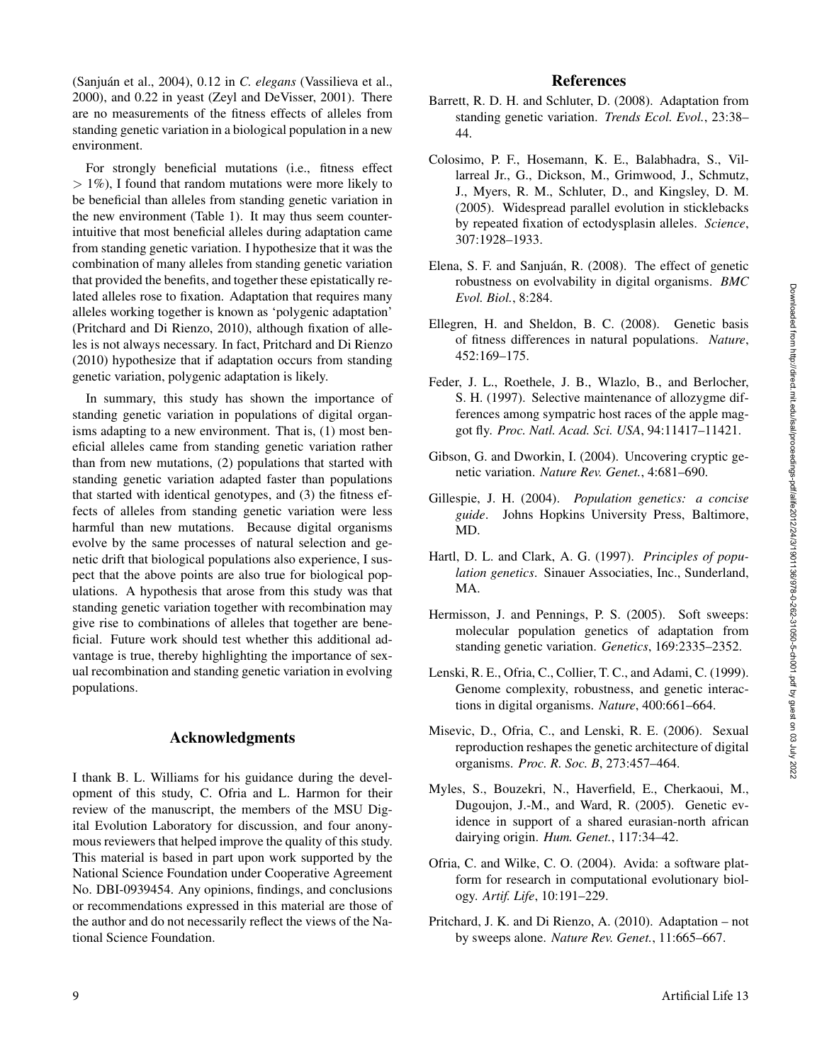(Sanjuán et al., 2004), 0.12 in *C. elegans* (Vassilieva et al., 2000), and 0.22 in yeast (Zeyl and DeVisser, 2001). There are no measurements of the fitness effects of alleles from standing genetic variation in a biological population in a new environment.

For strongly beneficial mutations (i.e., fitness effect $> 1\%$), I found that random mutations were more likely to be beneficial than alleles from standing genetic variation in the new environment (Table 1). It may thus seem counterintuitive that most beneficial alleles during adaptation came from standing genetic variation. I hypothesize that it was the combination of many alleles from standing genetic variation that provided the benefits, and together these epistatically related alleles rose to fixation. Adaptation that requires many alleles working together is known as 'polygenic adaptation' (Pritchard and Di Rienzo, 2010), although fixation of alleles is not always necessary. In fact, Pritchard and Di Rienzo (2010) hypothesize that if adaptation occurs from standing genetic variation, polygenic adaptation is likely.

In summary, this study has shown the importance of standing genetic variation in populations of digital organisms adapting to a new environment. That is, (1) most beneficial alleles came from standing genetic variation rather than from new mutations, (2) populations that started with standing genetic variation adapted faster than populations that started with identical genotypes, and (3) the fitness effects of alleles from standing genetic variation were less harmful than new mutations. Because digital organisms evolve by the same processes of natural selection and genetic drift that biological populations also experience, I suspect that the above points are also true for biological populations. A hypothesis that arose from this study was that standing genetic variation together with recombination may give rise to combinations of alleles that together are beneficial. Future work should test whether this additional advantage is true, thereby highlighting the importance of sexual recombination and standing genetic variation in evolving populations.

## Acknowledgments

I thank B. L. Williams for his guidance during the development of this study, C. Ofria and L. Harmon for their review of the manuscript, the members of the MSU Digital Evolution Laboratory for discussion, and four anonymous reviewers that helped improve the quality of this study. This material is based in part upon work supported by the National Science Foundation under Cooperative Agreement No. DBI-0939454. Any opinions, findings, and conclusions or recommendations expressed in this material are those of the author and do not necessarily reflect the views of the National Science Foundation.

## References

Barrett, R. D. H. and Schluter, D. (2008). Adaptation from standing genetic variation. *Trends Ecol. Evol.*, 23:38–44.

Colosimo, P. F., Hosemann, K. E., Balabhadra, S., Villarreal Jr., G., Dickson, M., Grimwood, J., Schmutz, J., Myers, R. M., Schluter, D., and Kingsley, D. M. (2005). Widespread parallel evolution in sticklebacks by repeated fixation of ectodysplasin alleles. *Science*, 307:1928–1933.

Elena, S. F. and Sanjuán, R. (2008). The effect of genetic robustness on evolvability in digital organisms. *BMC Evol. Biol.*, 8:284.

Ellegren, H. and Sheldon, B. C. (2008). Genetic basis of fitness differences in natural populations. *Nature*, 452:169–175.

Feder, J. L., Roethele, J. B., Wlazlo, B., and Berlocher, S. H. (1997). Selective maintenance of allozygme differences among sympatric host races of the apple maggot fly. *Proc. Natl. Acad. Sci. USA*, 94:11417–11421.

Gibson, G. and Dworkin, I. (2004). Uncovering cryptic genetic variation. *Nature Rev. Genet.*, 4:681–690.

Gillespie, J. H. (2004). *Population genetics: a concise guide*. Johns Hopkins University Press, Baltimore, MD.

Hartl, D. L. and Clark, A. G. (1997). *Principles of population genetics*. Sinauer Associaties, Inc., Sunderland, MA.

Hermisson, J. and Pennings, P. S. (2005). Soft sweeps: molecular population genetics of adaptation from standing genetic variation. *Genetics*, 169:2335–2352.

Lenski, R. E., Ofria, C., Collier, T. C., and Adami, C. (1999). Genome complexity, robustness, and genetic interactions in digital organisms. *Nature*, 400:661–664.

Misevic, D., Ofria, C., and Lenski, R. E. (2006). Sexual reproduction reshapes the genetic architecture of digital organisms. *Proc. R. Soc. B*, 273:457–464.

Myles, S., Bouzekri, N., Haverfield, E., Cherkaoui, M., Dugoujon, J.-M., and Ward, R. (2005). Genetic evidence in support of a shared eurasian-north african dairying origin. *Hum. Genet.*, 117:34–42.

Ofria, C. and Wilke, C. O. (2004). Avida: a software platform for research in computational evolutionary biology. *Artif. Life*, 10:191–229.

Pritchard, J. K. and Di Rienzo, A. (2010). Adaptation – not by sweeps alone. *Nature Rev. Genet.*, 11:665–667.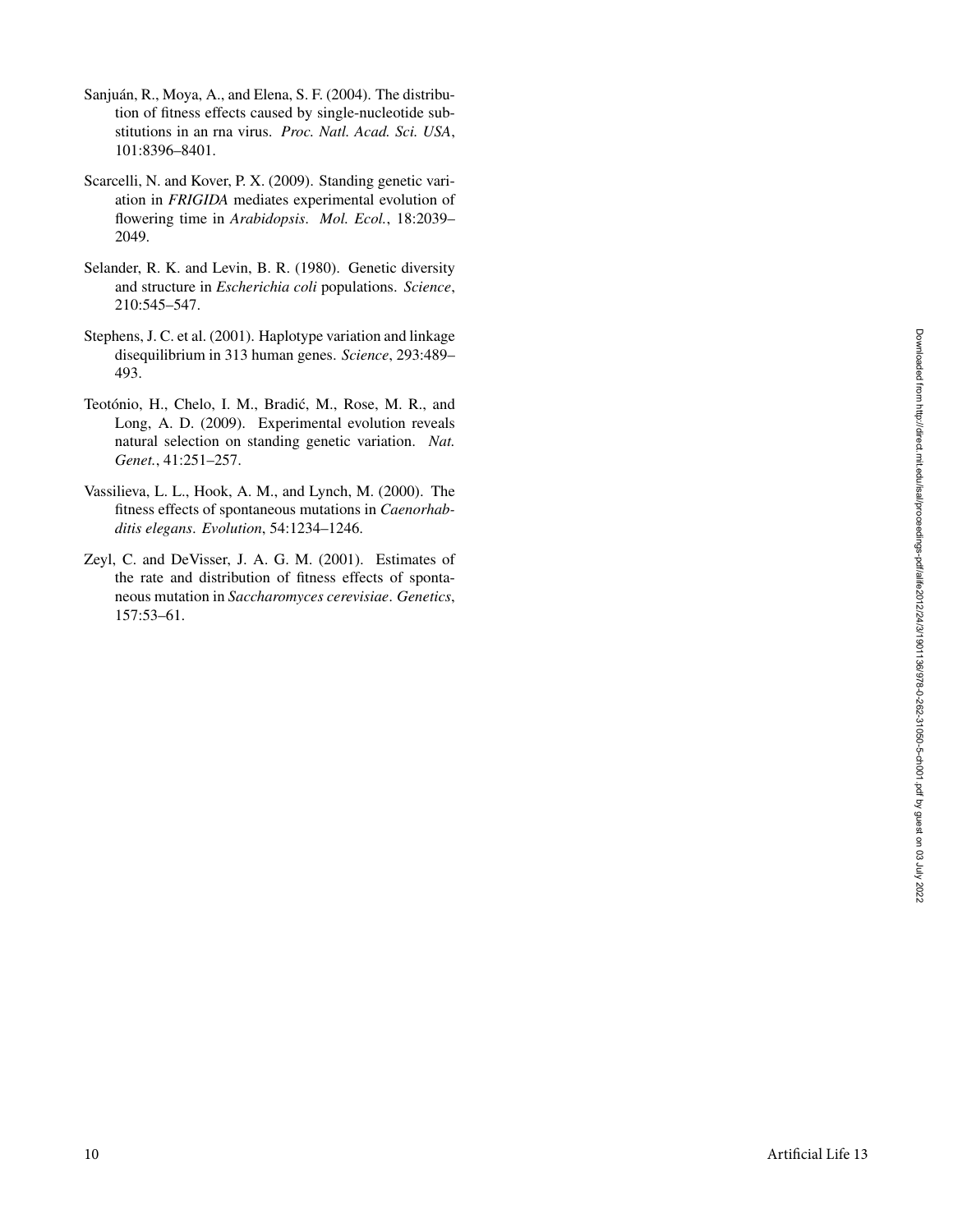Sanjuán, R., Moya, A., and Elena, S. F. (2004). The distribution of fitness effects caused by single-nucleotide substitutions in an rna virus. *Proc. Natl. Acad. Sci. USA*, 101:8396–8401.

Scarcelli, N. and Kover, P. X. (2009). Standing genetic variation in *FRIGIDA* mediates experimental evolution of flowering time in *Arabidopsis*. *Mol. Ecol.*, 18:2039–2049.

Selander, R. K. and Levin, B. R. (1980). Genetic diversity and structure in *Escherichia coli* populations. *Science*, 210:545–547.

Stephens, J. C. et al. (2001). Haplotype variation and linkage disequilibrium in 313 human genes. *Science*, 293:489–493.

Teotónio, H., Chelo, I. M., Bradić, M., Rose, M. R., and Long, A. D. (2009). Experimental evolution reveals natural selection on standing genetic variation. *Nat. Genet.*, 41:251–257.

Vassilieva, L. L., Hook, A. M., and Lynch, M. (2000). The fitness effects of spontaneous mutations in *Caenorhabditis elegans*. *Evolution*, 54:1234–1246.

Zeyl, C. and DeVisser, J. A. G. M. (2001). Estimates of the rate and distribution of fitness effects of spontaneous mutation in *Saccharomyces cerevisiae*. *Genetics*, 157:53–61.